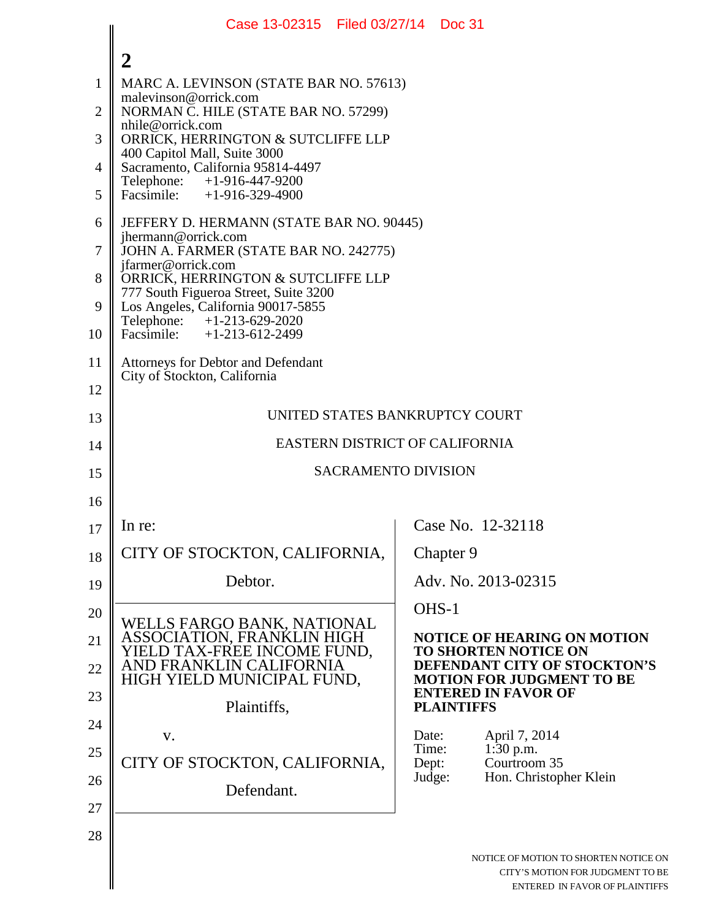MARC A. LEVINSON (STATE BAR NO. 57613)
malevinson@orrick.com
NORMAN C. HILE (STATE BAR NO. 57299)
nhile@orrick.com
ORRICK, HERRINGTON & SUTCLIFFE LLP
400 Capitol Mall, Suite 3000
Sacramento, California 95814-4497
Telephone: +1-916-447-9200
Facsimile: +1-916-329-4900

JEFFERY D. HERMANN (STATE BAR NO. 90445)
jhermann@orrick.com
JOHN A. FARMER (STATE BAR NO. 242775)
jfarmer@orrick.com
ORRICK, HERRINGTON & SUTCLIFFE LLP
777 South Figueroa Street, Suite 3200
Los Angeles, California 90017-5855
Telephone: +1-213-629-2020
Facsimile: +1-213-612-2499

Attorneys for Debtor and Defendant
City of Stockton, California

UNITED STATES BANKRUPTCY COURT

EASTERN DISTRICT OF CALIFORNIA

SACRAMENTO DIVISION

| | |
|---|---|
| In re:<br><br>CITY OF STOCKTON, CALIFORNIA,<br><br>Debtor. | Case No. 12-32118<br><br>Chapter 9<br><br>Adv. No. 2013-02315 |
| WELLS FARGO BANK, NATIONAL ASSOCIATION, FRANKLIN HIGH YIELD TAX-FREE INCOME FUND, AND FRANKLIN CALIFORNIA HIGH YIELD MUNICIPAL FUND,<br><br>Plaintiffs,<br><br>v.<br><br>CITY OF STOCKTON, CALIFORNIA,<br><br>Defendant. | OHS-1<br><br>**NOTICE OF HEARING ON MOTION TO SHORTEN NOTICE ON DEFENDANT CITY OF STOCKTON'S MOTION FOR JUDGMENT TO BE ENTERED IN FAVOR OF PLAINTIFFS**<br><br>Date: April 7, 2014<br>Time: 1:30 p.m.<br>Dept: Courtroom 35<br>Judge: Hon. Christopher Klein |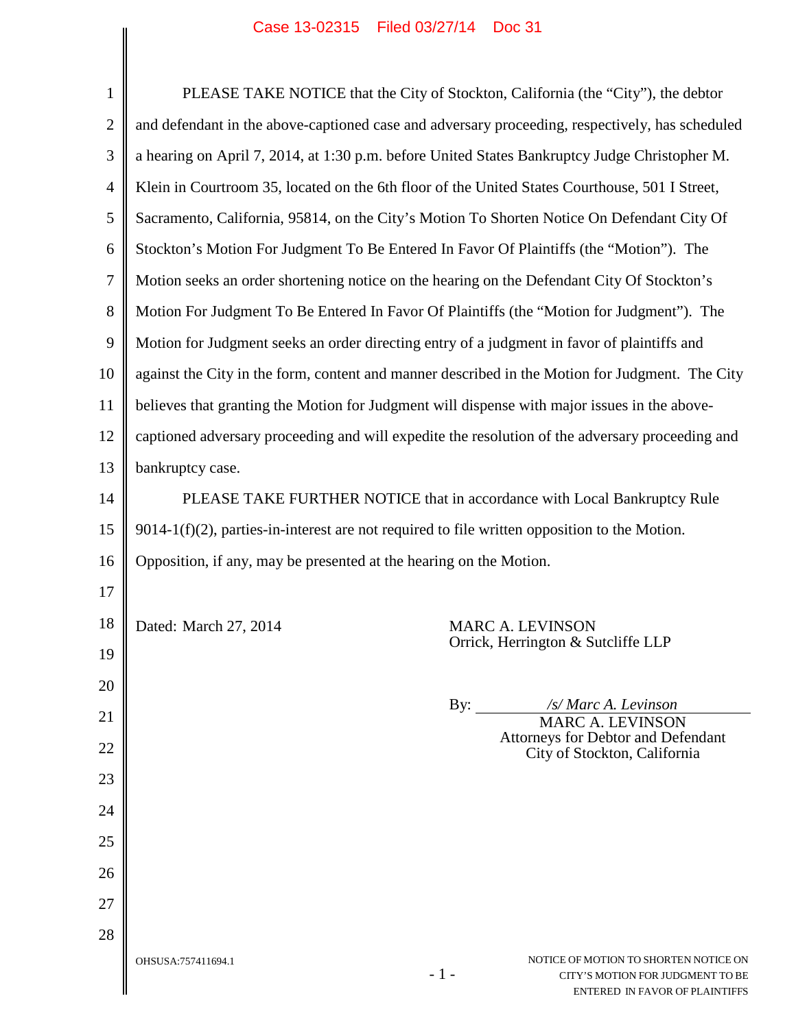PLEASE TAKE NOTICE that the City of Stockton, California (the "City"), the debtor and defendant in the above-captioned case and adversary proceeding, respectively, has scheduled a hearing on April 7, 2014, at 1:30 p.m. before United States Bankruptcy Judge Christopher M. Klein in Courtroom 35, located on the 6th floor of the United States Courthouse, 501 I Street, Sacramento, California, 95814, on the City's Motion To Shorten Notice On Defendant City Of Stockton's Motion For Judgment To Be Entered In Favor Of Plaintiffs (the "Motion"). The Motion seeks an order shortening notice on the hearing on the Defendant City Of Stockton's Motion For Judgment To Be Entered In Favor Of Plaintiffs (the "Motion for Judgment"). The Motion for Judgment seeks an order directing entry of a judgment in favor of plaintiffs and against the City in the form, content and manner described in the Motion for Judgment. The City believes that granting the Motion for Judgment will dispense with major issues in the above-captioned adversary proceeding and will expedite the resolution of the adversary proceeding and bankruptcy case.

PLEASE TAKE FURTHER NOTICE that in accordance with Local Bankruptcy Rule 9014-1(f)(2), parties-in-interest are not required to file written opposition to the Motion. Opposition, if any, may be presented at the hearing on the Motion.

Dated: March 27, 2014

MARC A. LEVINSON
Orrick, Herrington & Sutcliffe LLP

By: */s/ Marc A. Levinson*
MARC A. LEVINSON
Attorneys for Debtor and Defendant
City of Stockton, California